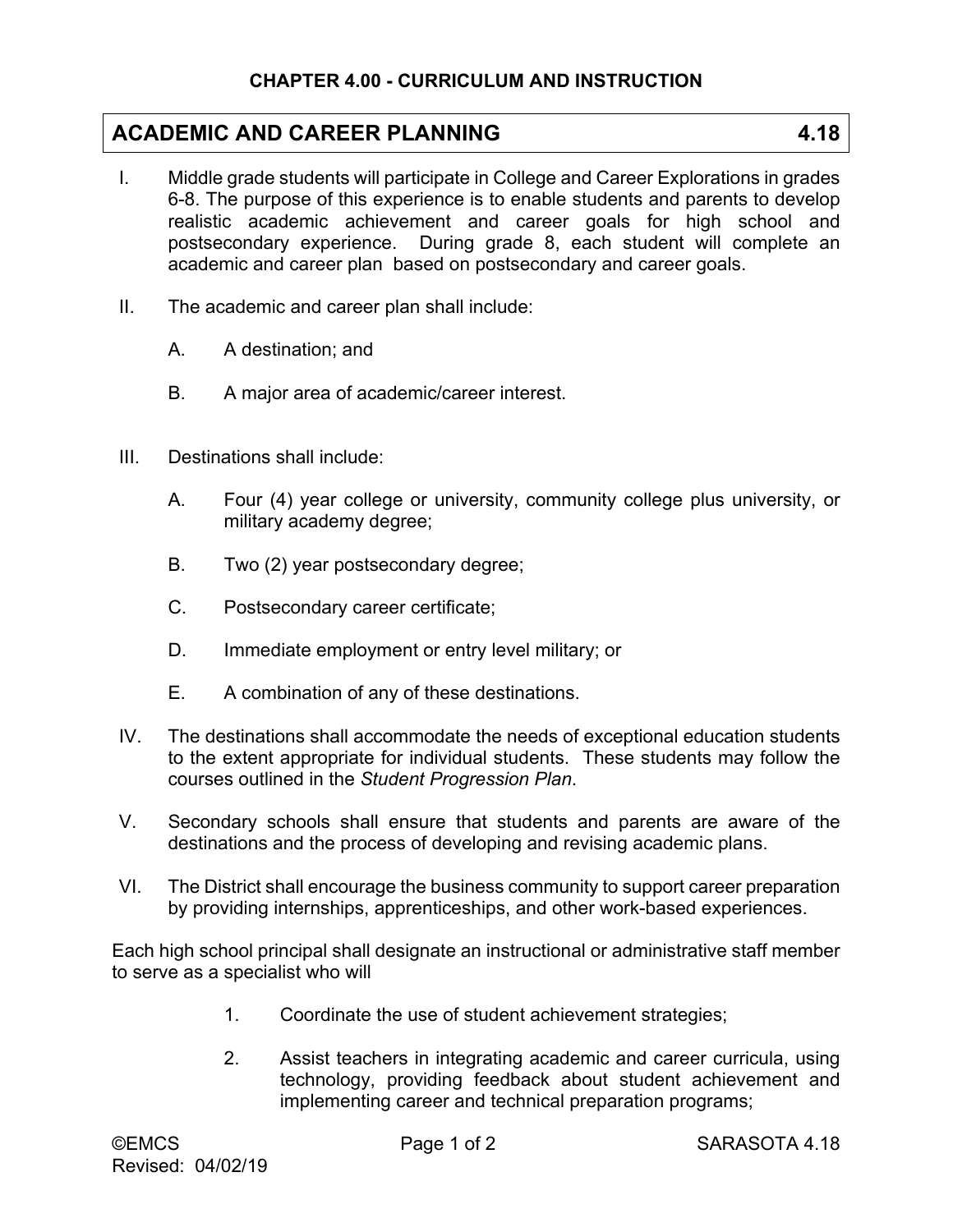**CHAPTER 4.00 - CURRICULUM AND INSTRUCTION**

## ACADEMIC AND CAREER PLANNING 4.18

I. Middle grade students will participate in College and Career Explorations in grades 6-8. The purpose of this experience is to enable students and parents to develop realistic academic achievement and career goals for high school and postsecondary experience. During grade 8, each student will complete an academic and career plan based on postsecondary and career goals.

II. The academic and career plan shall include:

  A. A destination; and

  B. A major area of academic/career interest.

III. Destinations shall include:

  A. Four (4) year college or university, community college plus university, or military academy degree;

  B. Two (2) year postsecondary degree;

  C. Postsecondary career certificate;

  D. Immediate employment or entry level military; or

  E. A combination of any of these destinations.

IV. The destinations shall accommodate the needs of exceptional education students to the extent appropriate for individual students. These students may follow the courses outlined in the *Student Progression Plan*.

V. Secondary schools shall ensure that students and parents are aware of the destinations and the process of developing and revising academic plans.

VI. The District shall encourage the business community to support career preparation by providing internships, apprenticeships, and other work-based experiences.

Each high school principal shall designate an instructional or administrative staff member to serve as a specialist who will

1. Coordinate the use of student achievement strategies;

2. Assist teachers in integrating academic and career curricula, using technology, providing feedback about student achievement and implementing career and technical preparation programs;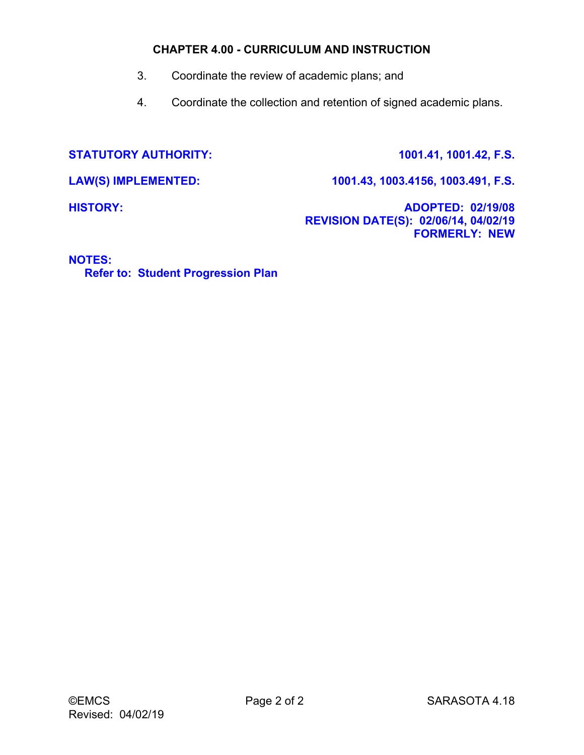3. Coordinate the review of academic plans; and

4. Coordinate the collection and retention of signed academic plans.

**STATUTORY AUTHORITY:** **1001.41, 1001.42, F.S.**

**LAW(S) IMPLEMENTED:** **1001.43, 1003.4156, 1003.491, F.S.**

**HISTORY:** **ADOPTED: 02/19/08**
**REVISION DATE(S): 02/06/14, 04/02/19**
**FORMERLY: NEW**

**NOTES:**
**Refer to: Student Progression Plan**